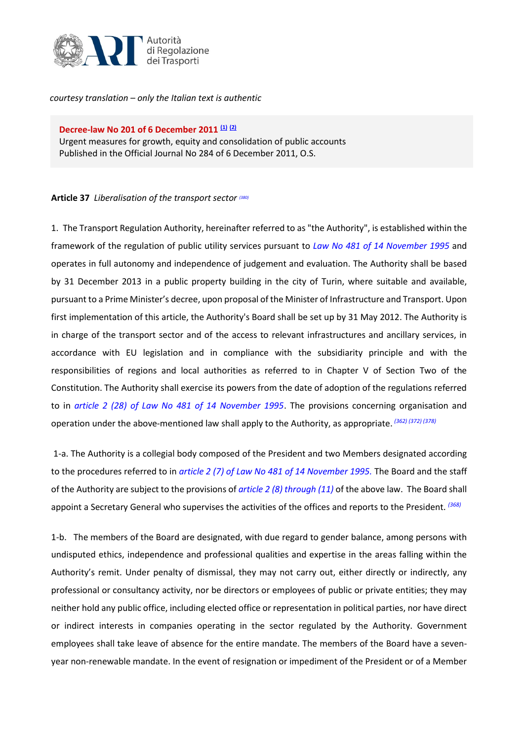*courtesy translation – only the Italian text is authentic*

**Decree-law No 201 of 6 December 2011** [(1)] [(2)]
Urgent measures for growth, equity and consolidation of public accounts
Published in the Official Journal No 284 of 6 December 2011, O.S.

**Article 37** *Liberalisation of the transport sector* [(380)]

1. The Transport Regulation Authority, hereinafter referred to as "the Authority", is established within the framework of the regulation of public utility services pursuant to *Law No 481 of 14 November 1995* and operates in full autonomy and independence of judgement and evaluation. The Authority shall be based by 31 December 2013 in a public property building in the city of Turin, where suitable and available, pursuant to a Prime Minister's decree, upon proposal of the Minister of Infrastructure and Transport. Upon first implementation of this article, the Authority's Board shall be set up by 31 May 2012. The Authority is in charge of the transport sector and of the access to relevant infrastructures and ancillary services, in accordance with EU legislation and in compliance with the subsidiarity principle and with the responsibilities of regions and local authorities as referred to in Chapter V of Section Two of the Constitution. The Authority shall exercise its powers from the date of adoption of the regulations referred to in *article 2 (28) of Law No 481 of 14 November 1995*. The provisions concerning organisation and operation under the above-mentioned law shall apply to the Authority, as appropriate. [(362) (372) (378)]

1-a. The Authority is a collegial body composed of the President and two Members designated according to the procedures referred to in *article 2 (7) of Law No 481 of 14 November 1995*. The Board and the staff of the Authority are subject to the provisions of *article 2 (8) through (11)* of the above law. The Board shall appoint a Secretary General who supervises the activities of the offices and reports to the President. [(368)]

1-b. The members of the Board are designated, with due regard to gender balance, among persons with undisputed ethics, independence and professional qualities and expertise in the areas falling within the Authority's remit. Under penalty of dismissal, they may not carry out, either directly or indirectly, any professional or consultancy activity, nor be directors or employees of public or private entities; they may neither hold any public office, including elected office or representation in political parties, nor have direct or indirect interests in companies operating in the sector regulated by the Authority. Government employees shall take leave of absence for the entire mandate. The members of the Board have a seven-year non-renewable mandate. In the event of resignation or impediment of the President or of a Member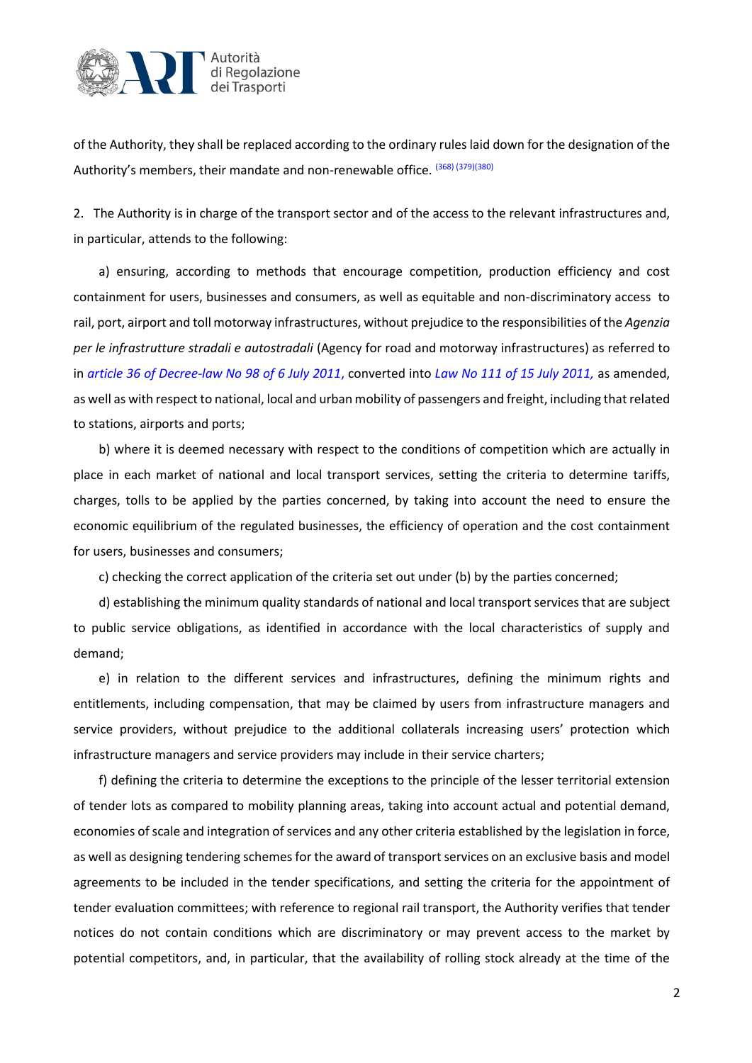of the Authority, they shall be replaced according to the ordinary rules laid down for the designation of the Authority's members, their mandate and non-renewable office. [(368) (379)(380)]

2. The Authority is in charge of the transport sector and of the access to the relevant infrastructures and, in particular, attends to the following:

a) ensuring, according to methods that encourage competition, production efficiency and cost containment for users, businesses and consumers, as well as equitable and non-discriminatory access to rail, port, airport and toll motorway infrastructures, without prejudice to the responsibilities of the *Agenzia per le infrastrutture stradali e autostradali* (Agency for road and motorway infrastructures) as referred to in *article 36 of Decree-law No 98 of 6 July 2011*, converted into *Law No 111 of 15 July 2011,* as amended, as well as with respect to national, local and urban mobility of passengers and freight, including that related to stations, airports and ports;

b) where it is deemed necessary with respect to the conditions of competition which are actually in place in each market of national and local transport services, setting the criteria to determine tariffs, charges, tolls to be applied by the parties concerned, by taking into account the need to ensure the economic equilibrium of the regulated businesses, the efficiency of operation and the cost containment for users, businesses and consumers;

c) checking the correct application of the criteria set out under (b) by the parties concerned;

d) establishing the minimum quality standards of national and local transport services that are subject to public service obligations, as identified in accordance with the local characteristics of supply and demand;

e) in relation to the different services and infrastructures, defining the minimum rights and entitlements, including compensation, that may be claimed by users from infrastructure managers and service providers, without prejudice to the additional collaterals increasing users' protection which infrastructure managers and service providers may include in their service charters;

f) defining the criteria to determine the exceptions to the principle of the lesser territorial extension of tender lots as compared to mobility planning areas, taking into account actual and potential demand, economies of scale and integration of services and any other criteria established by the legislation in force, as well as designing tendering schemes for the award of transport services on an exclusive basis and model agreements to be included in the tender specifications, and setting the criteria for the appointment of tender evaluation committees; with reference to regional rail transport, the Authority verifies that tender notices do not contain conditions which are discriminatory or may prevent access to the market by potential competitors, and, in particular, that the availability of rolling stock already at the time of the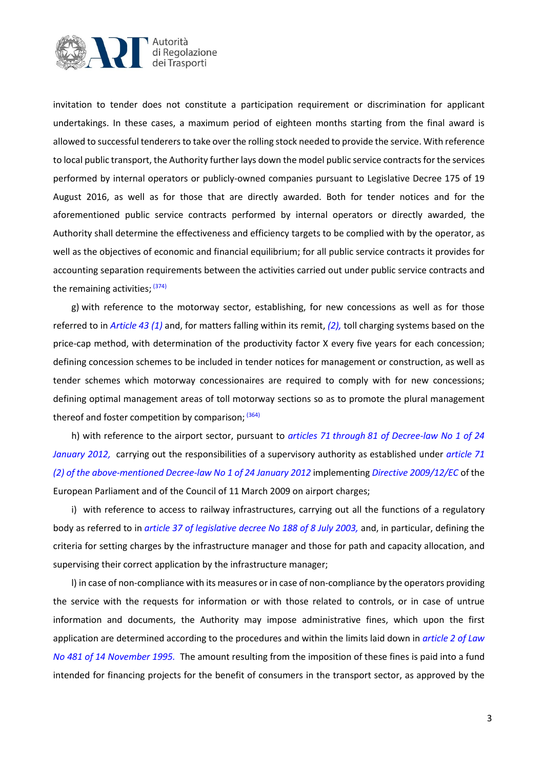invitation to tender does not constitute a participation requirement or discrimination for applicant undertakings. In these cases, a maximum period of eighteen months starting from the final award is allowed to successful tenderers to take over the rolling stock needed to provide the service. With reference to local public transport, the Authority further lays down the model public service contracts for the services performed by internal operators or publicly-owned companies pursuant to Legislative Decree 175 of 19 August 2016, as well as for those that are directly awarded. Both for tender notices and for the aforementioned public service contracts performed by internal operators or directly awarded, the Authority shall determine the effectiveness and efficiency targets to be complied with by the operator, as well as the objectives of economic and financial equilibrium; for all public service contracts it provides for accounting separation requirements between the activities carried out under public service contracts and the remaining activities; [374]

g) with reference to the motorway sector, establishing, for new concessions as well as for those referred to in *Article 43 (1)* and, for matters falling within its remit, *(2),* toll charging systems based on the price-cap method, with determination of the productivity factor X every five years for each concession; defining concession schemes to be included in tender notices for management or construction, as well as tender schemes which motorway concessionaires are required to comply with for new concessions; defining optimal management areas of toll motorway sections so as to promote the plural management thereof and foster competition by comparison; [364]

h) with reference to the airport sector, pursuant to *articles 71 through 81 of Decree-law No 1 of 24 January 2012,* carrying out the responsibilities of a supervisory authority as established under *article 71 (2) of the above-mentioned Decree-law No 1 of 24 January 2012* implementing *Directive 2009/12/EC* of the European Parliament and of the Council of 11 March 2009 on airport charges;

i) with reference to access to railway infrastructures, carrying out all the functions of a regulatory body as referred to in *article 37 of legislative decree No 188 of 8 July 2003,* and, in particular, defining the criteria for setting charges by the infrastructure manager and those for path and capacity allocation, and supervising their correct application by the infrastructure manager;

l) in case of non-compliance with its measures or in case of non-compliance by the operators providing the service with the requests for information or with those related to controls, or in case of untrue information and documents, the Authority may impose administrative fines, which upon the first application are determined according to the procedures and within the limits laid down in *article 2 of Law No 481 of 14 November 1995.* The amount resulting from the imposition of these fines is paid into a fund intended for financing projects for the benefit of consumers in the transport sector, as approved by the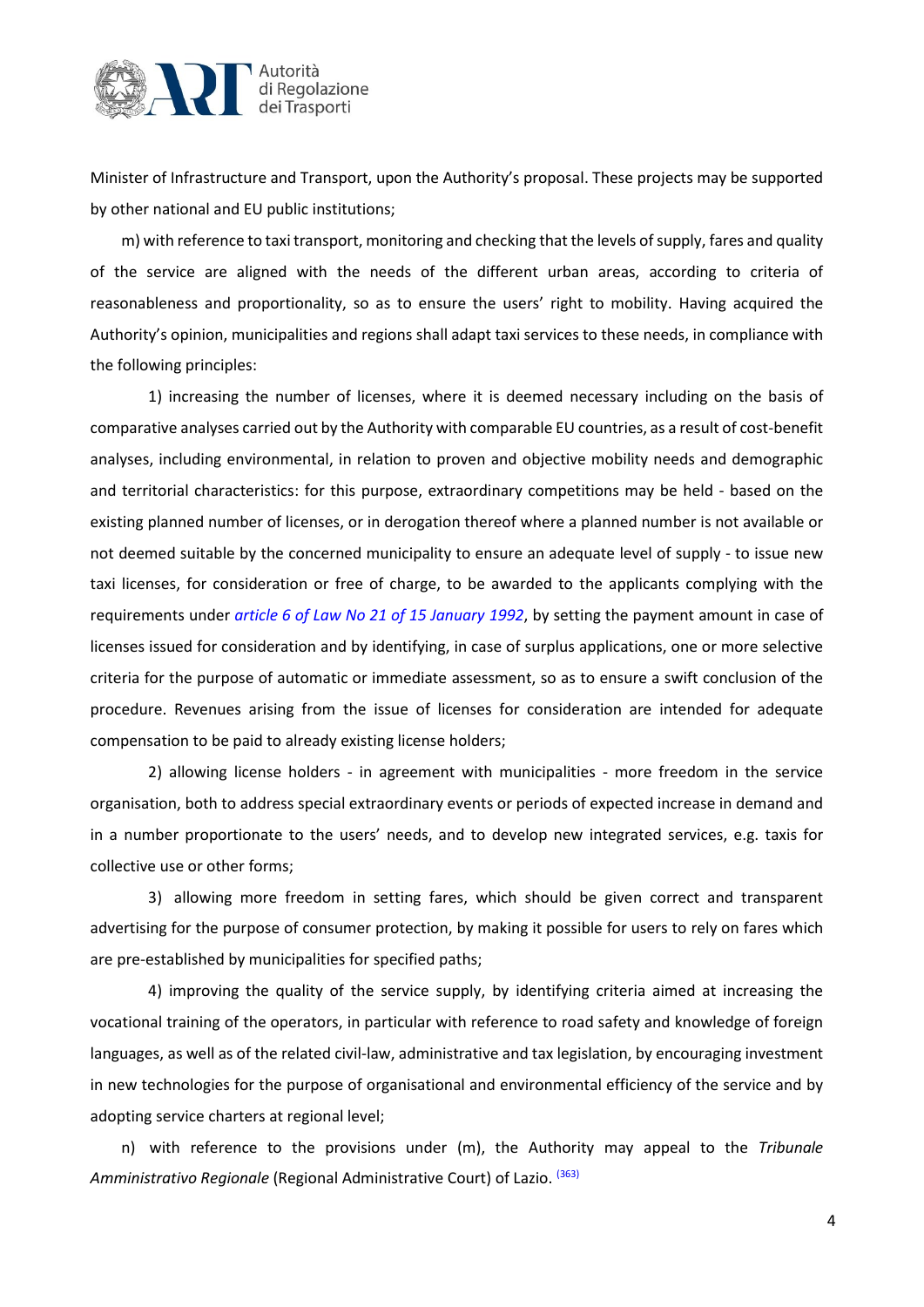Minister of Infrastructure and Transport, upon the Authority's proposal. These projects may be supported by other national and EU public institutions;

m) with reference to taxi transport, monitoring and checking that the levels of supply, fares and quality of the service are aligned with the needs of the different urban areas, according to criteria of reasonableness and proportionality, so as to ensure the users' right to mobility. Having acquired the Authority's opinion, municipalities and regions shall adapt taxi services to these needs, in compliance with the following principles:

1) increasing the number of licenses, where it is deemed necessary including on the basis of comparative analyses carried out by the Authority with comparable EU countries, as a result of cost-benefit analyses, including environmental, in relation to proven and objective mobility needs and demographic and territorial characteristics: for this purpose, extraordinary competitions may be held - based on the existing planned number of licenses, or in derogation thereof where a planned number is not available or not deemed suitable by the concerned municipality to ensure an adequate level of supply - to issue new taxi licenses, for consideration or free of charge, to be awarded to the applicants complying with the requirements under *article 6 of Law No 21 of 15 January 1992*, by setting the payment amount in case of licenses issued for consideration and by identifying, in case of surplus applications, one or more selective criteria for the purpose of automatic or immediate assessment, so as to ensure a swift conclusion of the procedure. Revenues arising from the issue of licenses for consideration are intended for adequate compensation to be paid to already existing license holders;

2) allowing license holders - in agreement with municipalities - more freedom in the service organisation, both to address special extraordinary events or periods of expected increase in demand and in a number proportionate to the users' needs, and to develop new integrated services, e.g. taxis for collective use or other forms;

3) allowing more freedom in setting fares, which should be given correct and transparent advertising for the purpose of consumer protection, by making it possible for users to rely on fares which are pre-established by municipalities for specified paths;

4) improving the quality of the service supply, by identifying criteria aimed at increasing the vocational training of the operators, in particular with reference to road safety and knowledge of foreign languages, as well as of the related civil-law, administrative and tax legislation, by encouraging investment in new technologies for the purpose of organisational and environmental efficiency of the service and by adopting service charters at regional level;

n) with reference to the provisions under (m), the Authority may appeal to the *Tribunale Amministrativo Regionale* (Regional Administrative Court) of Lazio. [363]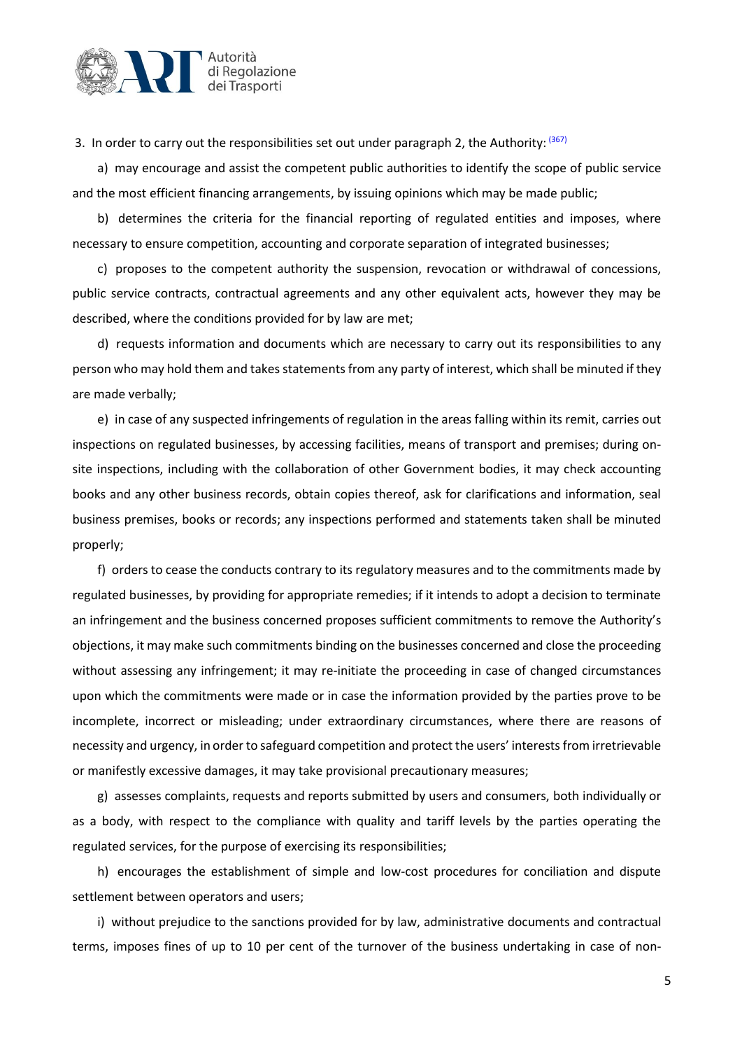3. In order to carry out the responsibilities set out under paragraph 2, the Authority: [367]

a) may encourage and assist the competent public authorities to identify the scope of public service and the most efficient financing arrangements, by issuing opinions which may be made public;

b) determines the criteria for the financial reporting of regulated entities and imposes, where necessary to ensure competition, accounting and corporate separation of integrated businesses;

c) proposes to the competent authority the suspension, revocation or withdrawal of concessions, public service contracts, contractual agreements and any other equivalent acts, however they may be described, where the conditions provided for by law are met;

d) requests information and documents which are necessary to carry out its responsibilities to any person who may hold them and takes statements from any party of interest, which shall be minuted if they are made verbally;

e) in case of any suspected infringements of regulation in the areas falling within its remit, carries out inspections on regulated businesses, by accessing facilities, means of transport and premises; during on-site inspections, including with the collaboration of other Government bodies, it may check accounting books and any other business records, obtain copies thereof, ask for clarifications and information, seal business premises, books or records; any inspections performed and statements taken shall be minuted properly;

f) orders to cease the conducts contrary to its regulatory measures and to the commitments made by regulated businesses, by providing for appropriate remedies; if it intends to adopt a decision to terminate an infringement and the business concerned proposes sufficient commitments to remove the Authority's objections, it may make such commitments binding on the businesses concerned and close the proceeding without assessing any infringement; it may re-initiate the proceeding in case of changed circumstances upon which the commitments were made or in case the information provided by the parties prove to be incomplete, incorrect or misleading; under extraordinary circumstances, where there are reasons of necessity and urgency, in order to safeguard competition and protect the users' interests from irretrievable or manifestly excessive damages, it may take provisional precautionary measures;

g) assesses complaints, requests and reports submitted by users and consumers, both individually or as a body, with respect to the compliance with quality and tariff levels by the parties operating the regulated services, for the purpose of exercising its responsibilities;

h) encourages the establishment of simple and low-cost procedures for conciliation and dispute settlement between operators and users;

i) without prejudice to the sanctions provided for by law, administrative documents and contractual terms, imposes fines of up to 10 per cent of the turnover of the business undertaking in case of non-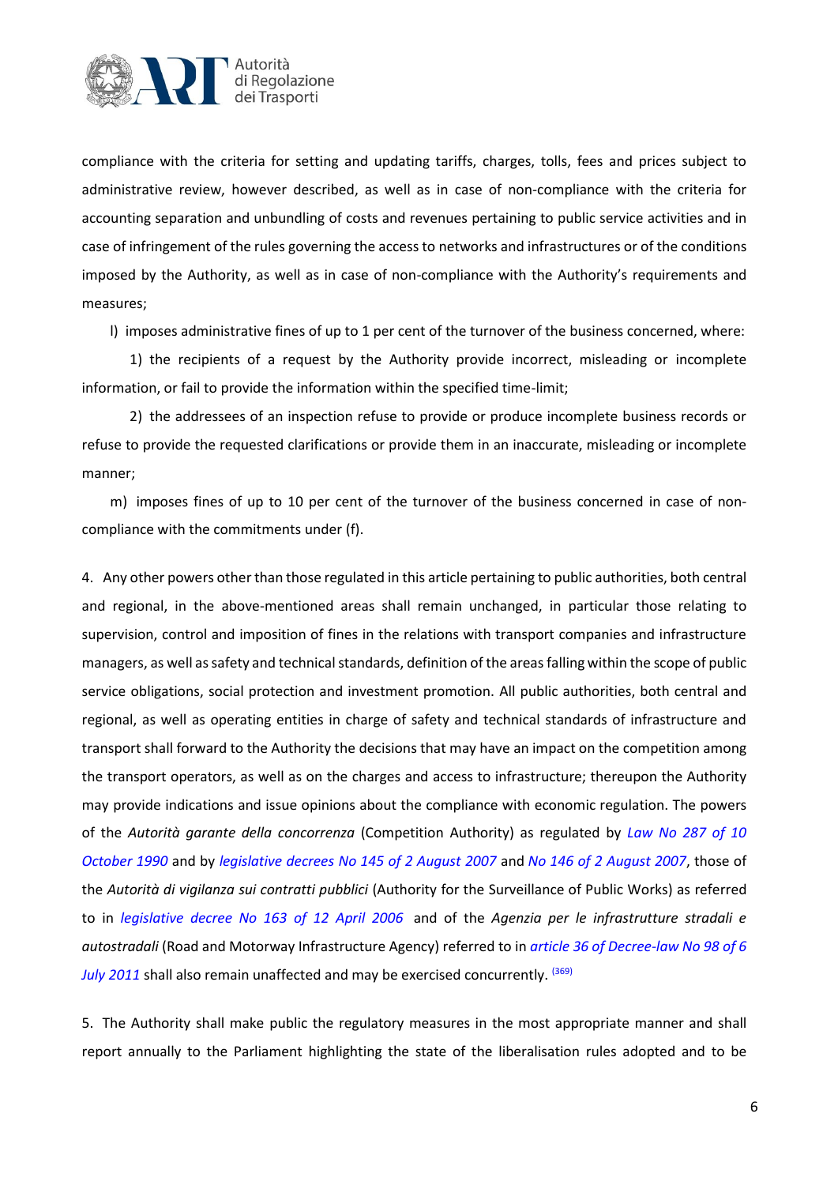compliance with the criteria for setting and updating tariffs, charges, tolls, fees and prices subject to administrative review, however described, as well as in case of non-compliance with the criteria for accounting separation and unbundling of costs and revenues pertaining to public service activities and in case of infringement of the rules governing the access to networks and infrastructures or of the conditions imposed by the Authority, as well as in case of non-compliance with the Authority's requirements and measures;

l) imposes administrative fines of up to 1 per cent of the turnover of the business concerned, where:

1) the recipients of a request by the Authority provide incorrect, misleading or incomplete information, or fail to provide the information within the specified time-limit;

2) the addressees of an inspection refuse to provide or produce incomplete business records or refuse to provide the requested clarifications or provide them in an inaccurate, misleading or incomplete manner;

m) imposes fines of up to 10 per cent of the turnover of the business concerned in case of non-compliance with the commitments under (f).

4. Any other powers other than those regulated in this article pertaining to public authorities, both central and regional, in the above-mentioned areas shall remain unchanged, in particular those relating to supervision, control and imposition of fines in the relations with transport companies and infrastructure managers, as well as safety and technical standards, definition of the areas falling within the scope of public service obligations, social protection and investment promotion. All public authorities, both central and regional, as well as operating entities in charge of safety and technical standards of infrastructure and transport shall forward to the Authority the decisions that may have an impact on the competition among the transport operators, as well as on the charges and access to infrastructure; thereupon the Authority may provide indications and issue opinions about the compliance with economic regulation. The powers of the *Autorità garante della concorrenza* (Competition Authority) as regulated by *Law No 287 of 10 October 1990* and by *legislative decrees No 145 of 2 August 2007* and *No 146 of 2 August 2007*, those of the *Autorità di vigilanza sui contratti pubblici* (Authority for the Surveillance of Public Works) as referred to in *legislative decree No 163 of 12 April 2006* and of the *Agenzia per le infrastrutture stradali e autostradali* (Road and Motorway Infrastructure Agency) referred to in *article 36 of Decree-law No 98 of 6 July 2011* shall also remain unaffected and may be exercised concurrently. [369]

5. The Authority shall make public the regulatory measures in the most appropriate manner and shall report annually to the Parliament highlighting the state of the liberalisation rules adopted and to be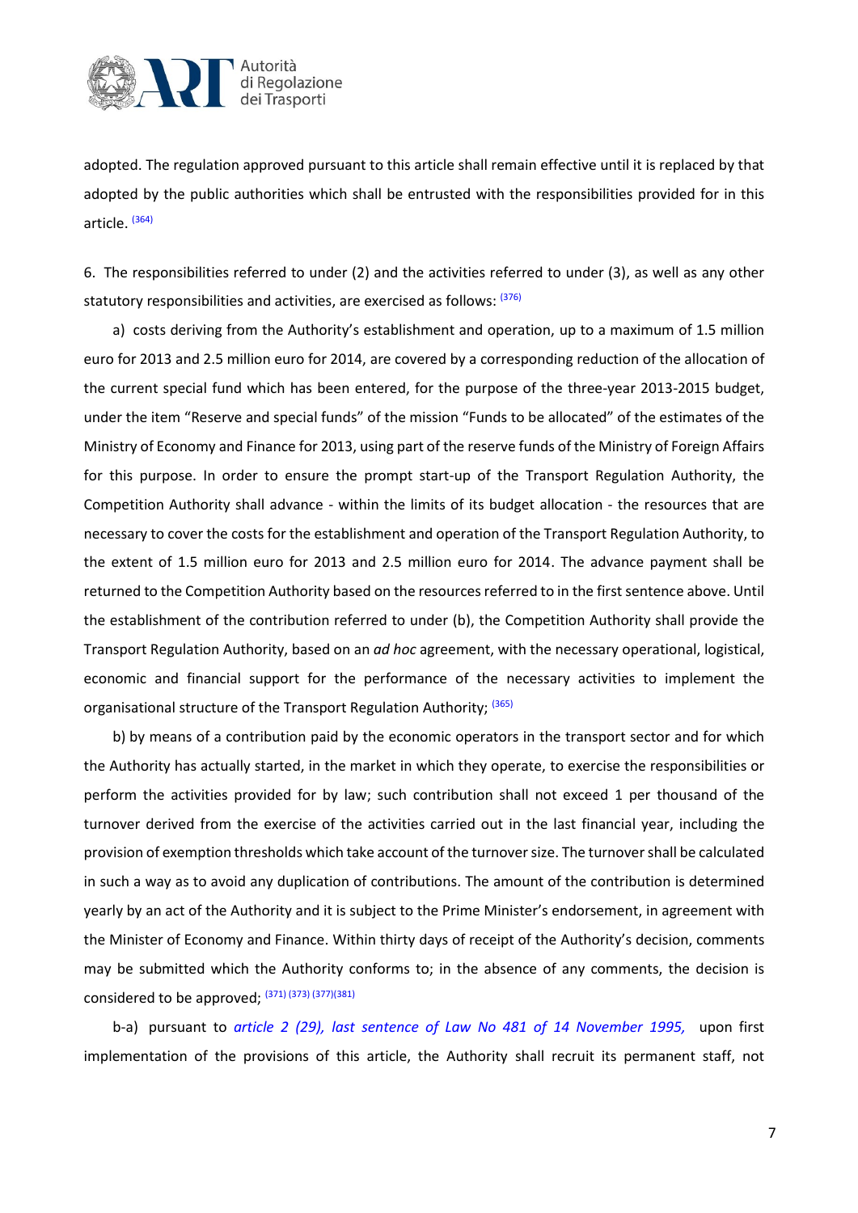adopted. The regulation approved pursuant to this article shall remain effective until it is replaced by that adopted by the public authorities which shall be entrusted with the responsibilities provided for in this article. [364]

6. The responsibilities referred to under (2) and the activities referred to under (3), as well as any other statutory responsibilities and activities, are exercised as follows: [376]

a) costs deriving from the Authority's establishment and operation, up to a maximum of 1.5 million euro for 2013 and 2.5 million euro for 2014, are covered by a corresponding reduction of the allocation of the current special fund which has been entered, for the purpose of the three-year 2013-2015 budget, under the item "Reserve and special funds" of the mission "Funds to be allocated" of the estimates of the Ministry of Economy and Finance for 2013, using part of the reserve funds of the Ministry of Foreign Affairs for this purpose. In order to ensure the prompt start-up of the Transport Regulation Authority, the Competition Authority shall advance - within the limits of its budget allocation - the resources that are necessary to cover the costs for the establishment and operation of the Transport Regulation Authority, to the extent of 1.5 million euro for 2013 and 2.5 million euro for 2014. The advance payment shall be returned to the Competition Authority based on the resources referred to in the first sentence above. Until the establishment of the contribution referred to under (b), the Competition Authority shall provide the Transport Regulation Authority, based on an *ad hoc* agreement, with the necessary operational, logistical, economic and financial support for the performance of the necessary activities to implement the organisational structure of the Transport Regulation Authority; [365]

b) by means of a contribution paid by the economic operators in the transport sector and for which the Authority has actually started, in the market in which they operate, to exercise the responsibilities or perform the activities provided for by law; such contribution shall not exceed 1 per thousand of the turnover derived from the exercise of the activities carried out in the last financial year, including the provision of exemption thresholds which take account of the turnover size. The turnover shall be calculated in such a way as to avoid any duplication of contributions. The amount of the contribution is determined yearly by an act of the Authority and it is subject to the Prime Minister's endorsement, in agreement with the Minister of Economy and Finance. Within thirty days of receipt of the Authority's decision, comments may be submitted which the Authority conforms to; in the absence of any comments, the decision is considered to be approved; [371] [373] [377][381]

b-a) pursuant to *article 2 (29), last sentence of Law No 481 of 14 November 1995,* upon first implementation of the provisions of this article, the Authority shall recruit its permanent staff, not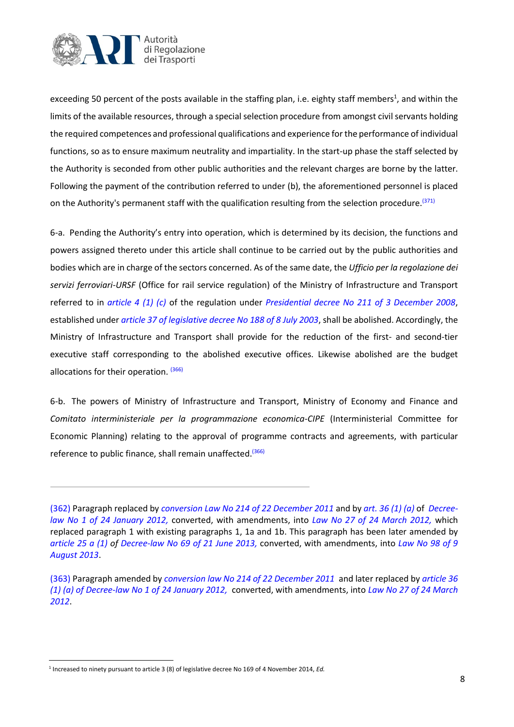exceeding 50 percent of the posts available in the staffing plan, i.e. eighty staff members[1], and within the limits of the available resources, through a special selection procedure from amongst civil servants holding the required competences and professional qualifications and experience for the performance of individual functions, so as to ensure maximum neutrality and impartiality. In the start-up phase the staff selected by the Authority is seconded from other public authorities and the relevant charges are borne by the latter. Following the payment of the contribution referred to under (b), the aforementioned personnel is placed on the Authority's permanent staff with the qualification resulting from the selection procedure.[(371)]

6-a. Pending the Authority's entry into operation, which is determined by its decision, the functions and powers assigned thereto under this article shall continue to be carried out by the public authorities and bodies which are in charge of the sectors concerned. As of the same date, the *Ufficio per la regolazione dei servizi ferroviari-URSF* (Office for rail service regulation) of the Ministry of Infrastructure and Transport referred to in *article 4 (1) (c)* of the regulation under *Presidential decree No 211 of 3 December 2008*, established under *article 37 of legislative decree No 188 of 8 July 2003*, shall be abolished. Accordingly, the Ministry of Infrastructure and Transport shall provide for the reduction of the first- and second-tier executive staff corresponding to the abolished executive offices. Likewise abolished are the budget allocations for their operation. [(366)]

6-b. The powers of Ministry of Infrastructure and Transport, Ministry of Economy and Finance and *Comitato interministeriale per la programmazione economica-CIPE* (Interministerial Committee for Economic Planning) relating to the approval of programme contracts and agreements, with particular reference to public finance, shall remain unaffected.[(366)]

---

(362) Paragraph replaced by *conversion Law No 214 of 22 December 2011* and by *art. 36 (1) (a)* of *Decree-law No 1 of 24 January 2012,* converted, with amendments, into *Law No 27 of 24 March 2012,* which replaced paragraph 1 with existing paragraphs 1, 1a and 1b. This paragraph has been later amended by *article 25 a (1) of Decree-law No 69 of 21 June 2013,* converted, with amendments, into *Law No 98 of 9 August 2013*.

(363) Paragraph amended by *conversion law No 214 of 22 December 2011* and later replaced by *article 36 (1) (a) of Decree-law No 1 of 24 January 2012,* converted, with amendments, into *Law No 27 of 24 March 2012*.

[1] Increased to ninety pursuant to article 3 (8) of legislative decree No 169 of 4 November 2014, *Ed.*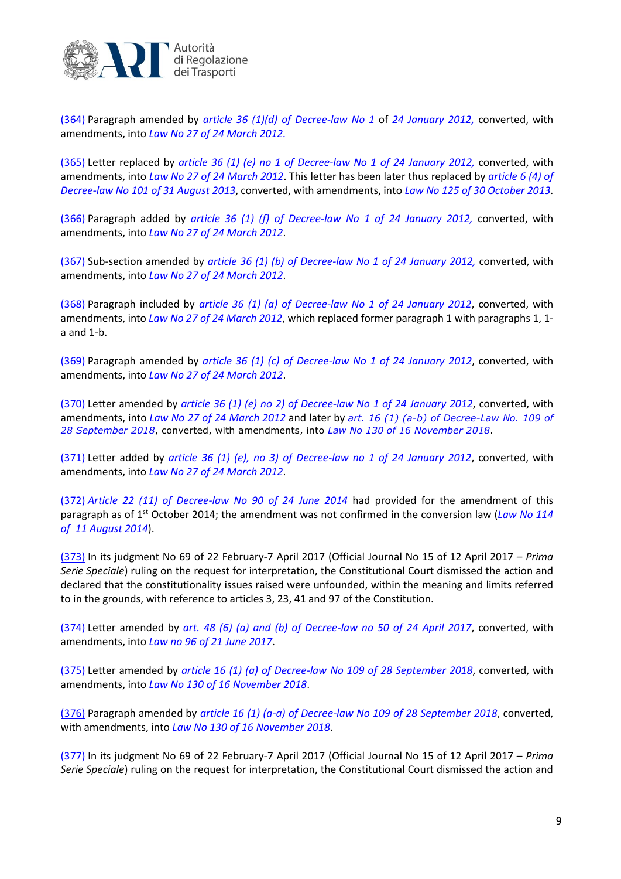(364) Paragraph amended by *article 36 (1)(d) of Decree-law No 1* of *24 January 2012,* converted, with amendments, into *Law No 27 of 24 March 2012.*

(365) Letter replaced by *article 36 (1) (e) no 1 of Decree-law No 1 of 24 January 2012,* converted, with amendments, into *Law No 27 of 24 March 2012*. This letter has been later thus replaced by *article 6 (4) of Decree-law No 101 of 31 August 2013*, converted, with amendments, into *Law No 125 of 30 October 2013*.

(366) Paragraph added by *article 36 (1) (f) of Decree-law No 1 of 24 January 2012,* converted, with amendments, into *Law No 27 of 24 March 2012*.

(367) Sub-section amended by *article 36 (1) (b) of Decree-law No 1 of 24 January 2012,* converted, with amendments, into *Law No 27 of 24 March 2012*.

(368) Paragraph included by *article 36 (1) (a) of Decree-law No 1 of 24 January 2012*, converted, with amendments, into *Law No 27 of 24 March 2012*, which replaced former paragraph 1 with paragraphs 1, 1-a and 1-b.

(369) Paragraph amended by *article 36 (1) (c) of Decree-law No 1 of 24 January 2012*, converted, with amendments, into *Law No 27 of 24 March 2012*.

(370) Letter amended by *article 36 (1) (e) no 2) of Decree-law No 1 of 24 January 2012*, converted, with amendments, into *Law No 27 of 24 March 2012* and later by *art. 16 (1) (a-b) of Decree-Law No. 109 of 28 September 2018*, converted, with amendments, into *Law No 130 of 16 November 2018*.

(371) Letter added by *article 36 (1) (e), no 3) of Decree-law no 1 of 24 January 2012*, converted, with amendments, into *Law No 27 of 24 March 2012*.

(372) *Article 22 (11) of Decree-law No 90 of 24 June 2014* had provided for the amendment of this paragraph as of 1st October 2014; the amendment was not confirmed in the conversion law (*Law No 114 of 11 August 2014*).

(373) In its judgment No 69 of 22 February-7 April 2017 (Official Journal No 15 of 12 April 2017 – *Prima Serie Speciale*) ruling on the request for interpretation, the Constitutional Court dismissed the action and declared that the constitutionality issues raised were unfounded, within the meaning and limits referred to in the grounds, with reference to articles 3, 23, 41 and 97 of the Constitution.

(374) Letter amended by *art. 48 (6) (a) and (b) of Decree-law no 50 of 24 April 2017*, converted, with amendments, into *Law no 96 of 21 June 2017*.

(375) Letter amended by *article 16 (1) (a) of Decree-law No 109 of 28 September 2018*, converted, with amendments, into *Law No 130 of 16 November 2018*.

(376) Paragraph amended by *article 16 (1) (a-a) of Decree-law No 109 of 28 September 2018*, converted, with amendments, into *Law No 130 of 16 November 2018*.

(377) In its judgment No 69 of 22 February-7 April 2017 (Official Journal No 15 of 12 April 2017 – *Prima Serie Speciale*) ruling on the request for interpretation, the Constitutional Court dismissed the action and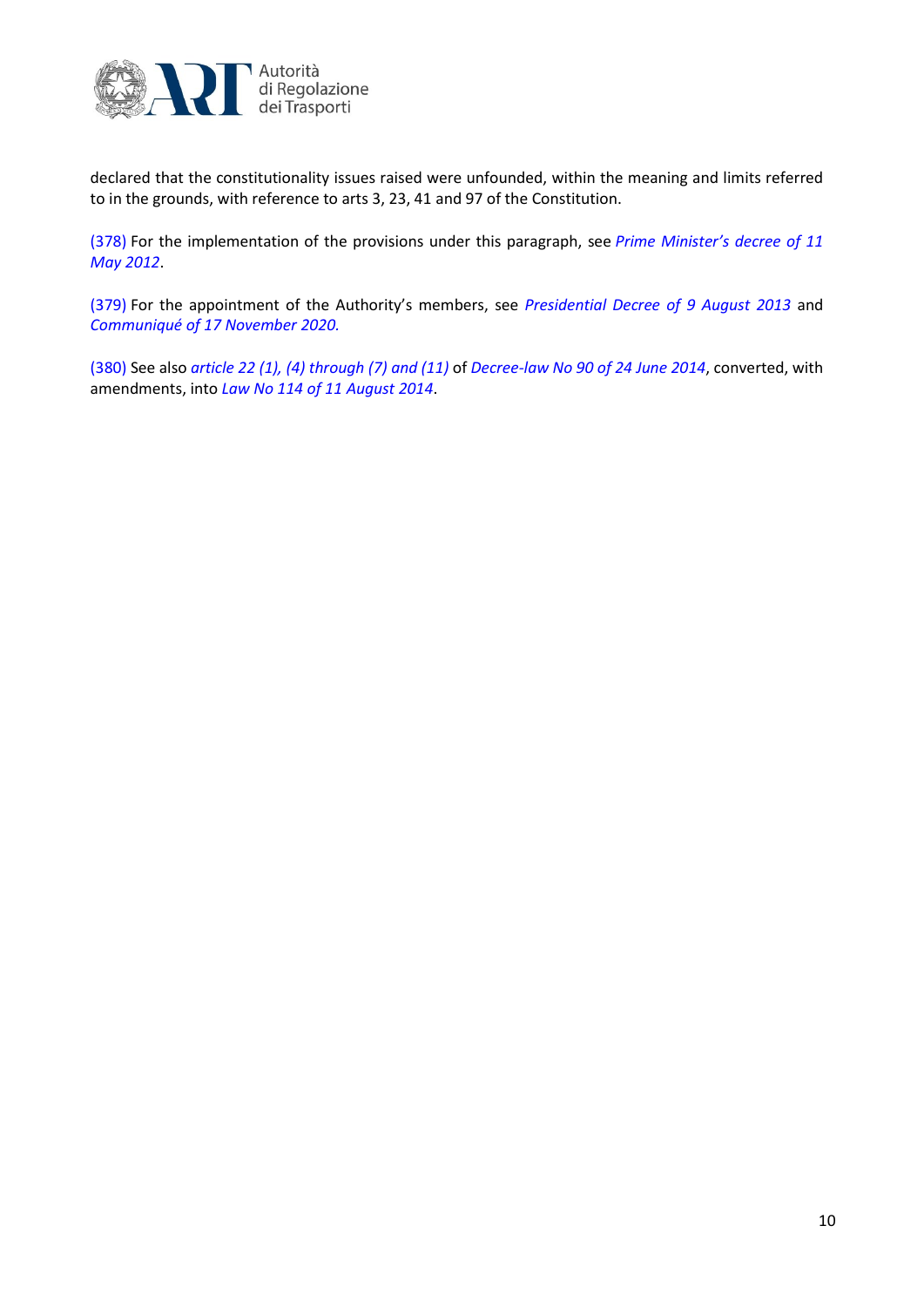declared that the constitutionality issues raised were unfounded, within the meaning and limits referred to in the grounds, with reference to arts 3, 23, 41 and 97 of the Constitution.

(378) For the implementation of the provisions under this paragraph, see *Prime Minister's decree of 11 May 2012*.

(379) For the appointment of the Authority's members, see *Presidential Decree of 9 August 2013* and *Communiqué of 17 November 2020.*

(380) See also *article 22 (1), (4) through (7) and (11)* of *Decree-law No 90 of 24 June 2014*, converted, with amendments, into *Law No 114 of 11 August 2014*.